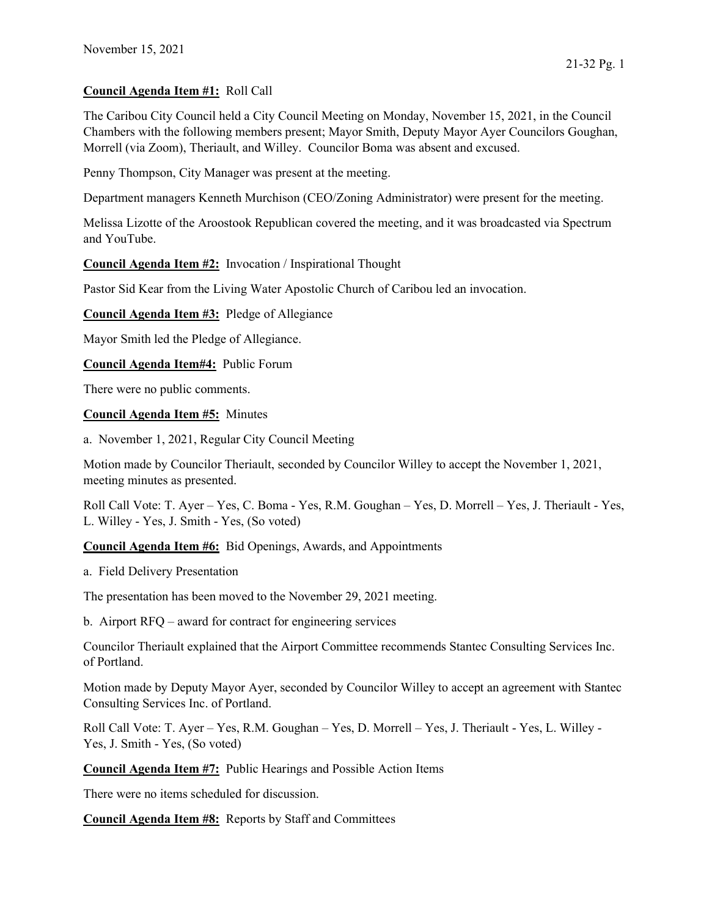November 15, 2021

**Council Agenda Item #1:** Roll Call

The Caribou City Council held a City Council Meeting on Monday, November 15, 2021, in the Council Chambers with the following members present; Mayor Smith, Deputy Mayor Ayer Councilors Goughan, Morrell (via Zoom), Theriault, and Willey. Councilor Boma was absent and excused.

Penny Thompson, City Manager was present at the meeting.

Department managers Kenneth Murchison (CEO/Zoning Administrator) were present for the meeting.

Melissa Lizotte of the Aroostook Republican covered the meeting, and it was broadcasted via Spectrum and YouTube.

**Council Agenda Item #2:** Invocation / Inspirational Thought

Pastor Sid Kear from the Living Water Apostolic Church of Caribou led an invocation.

**Council Agenda Item #3:** Pledge of Allegiance

Mayor Smith led the Pledge of Allegiance.

**Council Agenda Item#4:** Public Forum

There were no public comments.

**Council Agenda Item #5:** Minutes

a. November 1, 2021, Regular City Council Meeting

Motion made by Councilor Theriault, seconded by Councilor Willey to accept the November 1, 2021, meeting minutes as presented.

Roll Call Vote: T. Ayer – Yes, C. Boma - Yes, R.M. Goughan – Yes, D. Morrell – Yes, J. Theriault - Yes, L. Willey - Yes, J. Smith - Yes, (So voted)

**Council Agenda Item #6:** Bid Openings, Awards, and Appointments

a. Field Delivery Presentation

The presentation has been moved to the November 29, 2021 meeting.

b. Airport RFQ – award for contract for engineering services

Councilor Theriault explained that the Airport Committee recommends Stantec Consulting Services Inc. of Portland.

Motion made by Deputy Mayor Ayer, seconded by Councilor Willey to accept an agreement with Stantec Consulting Services Inc. of Portland.

Roll Call Vote: T. Ayer – Yes, R.M. Goughan – Yes, D. Morrell – Yes, J. Theriault - Yes, L. Willey - Yes, J. Smith - Yes, (So voted)

**Council Agenda Item #7:** Public Hearings and Possible Action Items

There were no items scheduled for discussion.

**Council Agenda Item #8:** Reports by Staff and Committees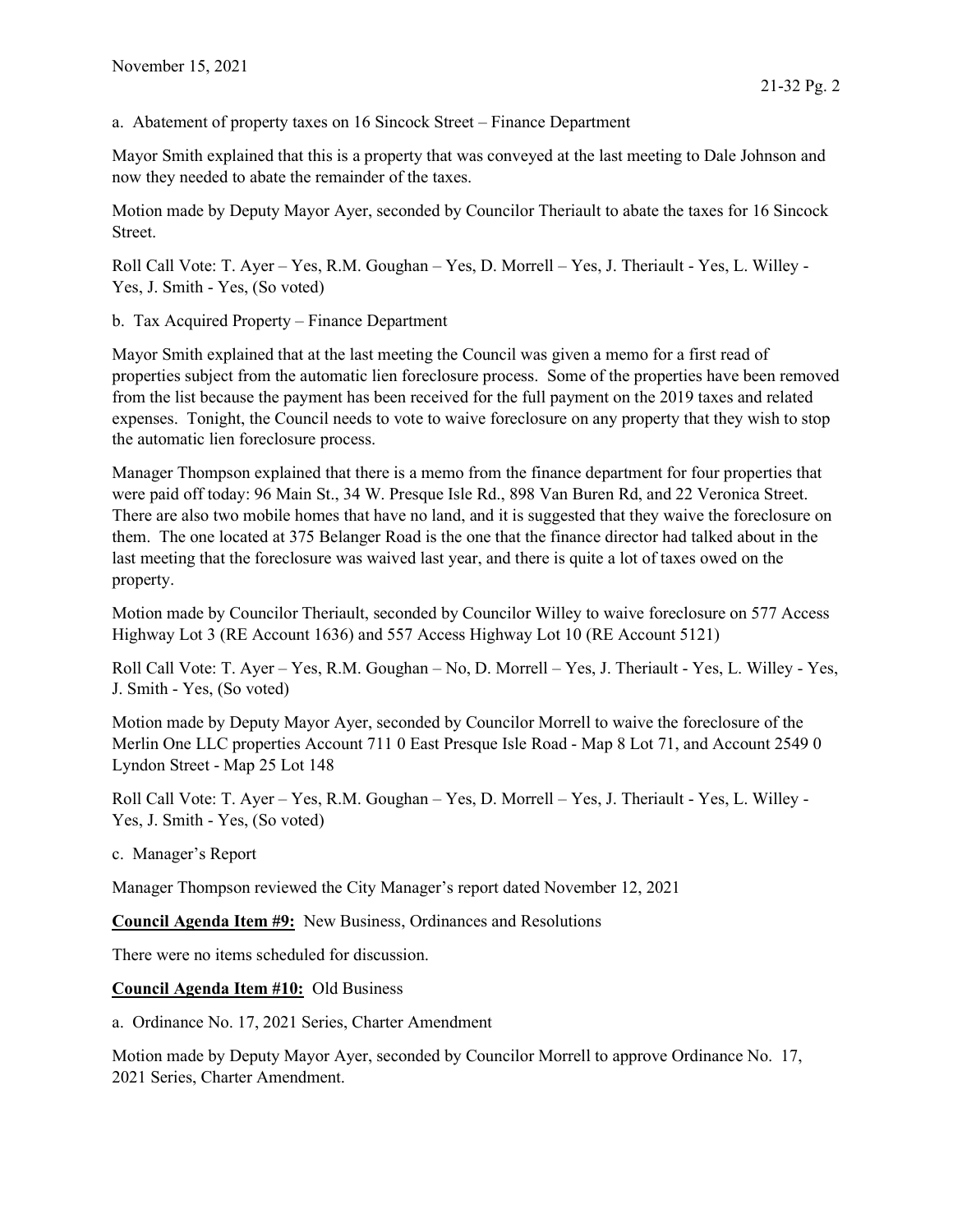a. Abatement of property taxes on 16 Sincock Street – Finance Department

Mayor Smith explained that this is a property that was conveyed at the last meeting to Dale Johnson and now they needed to abate the remainder of the taxes.

Motion made by Deputy Mayor Ayer, seconded by Councilor Theriault to abate the taxes for 16 Sincock Street.

Roll Call Vote: T. Ayer – Yes, R.M. Goughan – Yes, D. Morrell – Yes, J. Theriault - Yes, L. Willey - Yes, J. Smith - Yes, (So voted)

b. Tax Acquired Property – Finance Department

Mayor Smith explained that at the last meeting the Council was given a memo for a first read of properties subject from the automatic lien foreclosure process. Some of the properties have been removed from the list because the payment has been received for the full payment on the 2019 taxes and related expenses. Tonight, the Council needs to vote to waive foreclosure on any property that they wish to stop the automatic lien foreclosure process.

Manager Thompson explained that there is a memo from the finance department for four properties that were paid off today: 96 Main St., 34 W. Presque Isle Rd., 898 Van Buren Rd, and 22 Veronica Street. There are also two mobile homes that have no land, and it is suggested that they waive the foreclosure on them. The one located at 375 Belanger Road is the one that the finance director had talked about in the last meeting that the foreclosure was waived last year, and there is quite a lot of taxes owed on the property.

Motion made by Councilor Theriault, seconded by Councilor Willey to waive foreclosure on 577 Access Highway Lot 3 (RE Account 1636) and 557 Access Highway Lot 10 (RE Account 5121)

Roll Call Vote: T. Ayer – Yes, R.M. Goughan – No, D. Morrell – Yes, J. Theriault - Yes, L. Willey - Yes, J. Smith - Yes, (So voted)

Motion made by Deputy Mayor Ayer, seconded by Councilor Morrell to waive the foreclosure of the Merlin One LLC properties Account 711 0 East Presque Isle Road - Map 8 Lot 71, and Account 2549 0 Lyndon Street - Map 25 Lot 148

Roll Call Vote: T. Ayer – Yes, R.M. Goughan – Yes, D. Morrell – Yes, J. Theriault - Yes, L. Willey - Yes, J. Smith - Yes, (So voted)

c. Manager's Report

Manager Thompson reviewed the City Manager's report dated November 12, 2021

**Council Agenda Item #9:** New Business, Ordinances and Resolutions

There were no items scheduled for discussion.

**Council Agenda Item #10:** Old Business

a. Ordinance No. 17, 2021 Series, Charter Amendment

Motion made by Deputy Mayor Ayer, seconded by Councilor Morrell to approve Ordinance No. 17, 2021 Series, Charter Amendment.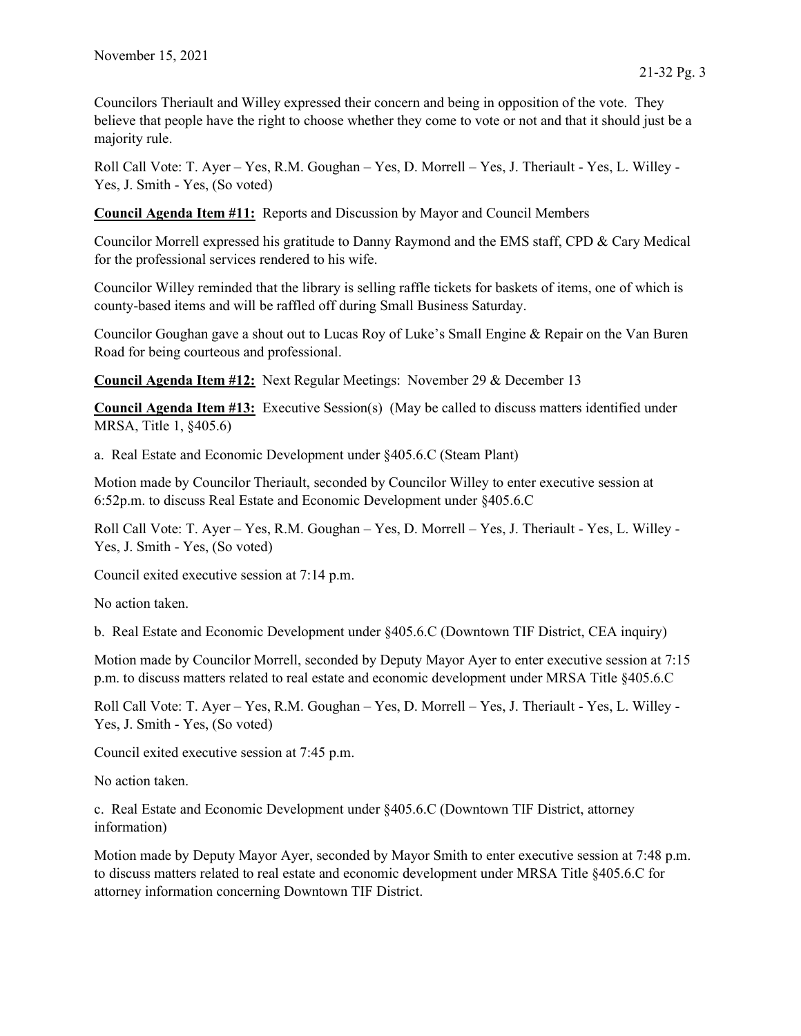Councilors Theriault and Willey expressed their concern and being in opposition of the vote. They believe that people have the right to choose whether they come to vote or not and that it should just be a majority rule.

Roll Call Vote: T. Ayer – Yes, R.M. Goughan – Yes, D. Morrell – Yes, J. Theriault - Yes, L. Willey - Yes, J. Smith - Yes, (So voted)

**Council Agenda Item #11:** Reports and Discussion by Mayor and Council Members

Councilor Morrell expressed his gratitude to Danny Raymond and the EMS staff, CPD & Cary Medical for the professional services rendered to his wife.

Councilor Willey reminded that the library is selling raffle tickets for baskets of items, one of which is county-based items and will be raffled off during Small Business Saturday.

Councilor Goughan gave a shout out to Lucas Roy of Luke's Small Engine & Repair on the Van Buren Road for being courteous and professional.

**Council Agenda Item #12:** Next Regular Meetings: November 29 & December 13

**Council Agenda Item #13:** Executive Session(s) (May be called to discuss matters identified under MRSA, Title 1, §405.6)

a. Real Estate and Economic Development under §405.6.C (Steam Plant)

Motion made by Councilor Theriault, seconded by Councilor Willey to enter executive session at 6:52p.m. to discuss Real Estate and Economic Development under §405.6.C

Roll Call Vote: T. Ayer – Yes, R.M. Goughan – Yes, D. Morrell – Yes, J. Theriault - Yes, L. Willey - Yes, J. Smith - Yes, (So voted)

Council exited executive session at 7:14 p.m.

No action taken.

b. Real Estate and Economic Development under §405.6.C (Downtown TIF District, CEA inquiry)

Motion made by Councilor Morrell, seconded by Deputy Mayor Ayer to enter executive session at 7:15 p.m. to discuss matters related to real estate and economic development under MRSA Title §405.6.C

Roll Call Vote: T. Ayer – Yes, R.M. Goughan – Yes, D. Morrell – Yes, J. Theriault - Yes, L. Willey - Yes, J. Smith - Yes, (So voted)

Council exited executive session at 7:45 p.m.

No action taken.

c. Real Estate and Economic Development under §405.6.C (Downtown TIF District, attorney information)

Motion made by Deputy Mayor Ayer, seconded by Mayor Smith to enter executive session at 7:48 p.m. to discuss matters related to real estate and economic development under MRSA Title §405.6.C for attorney information concerning Downtown TIF District.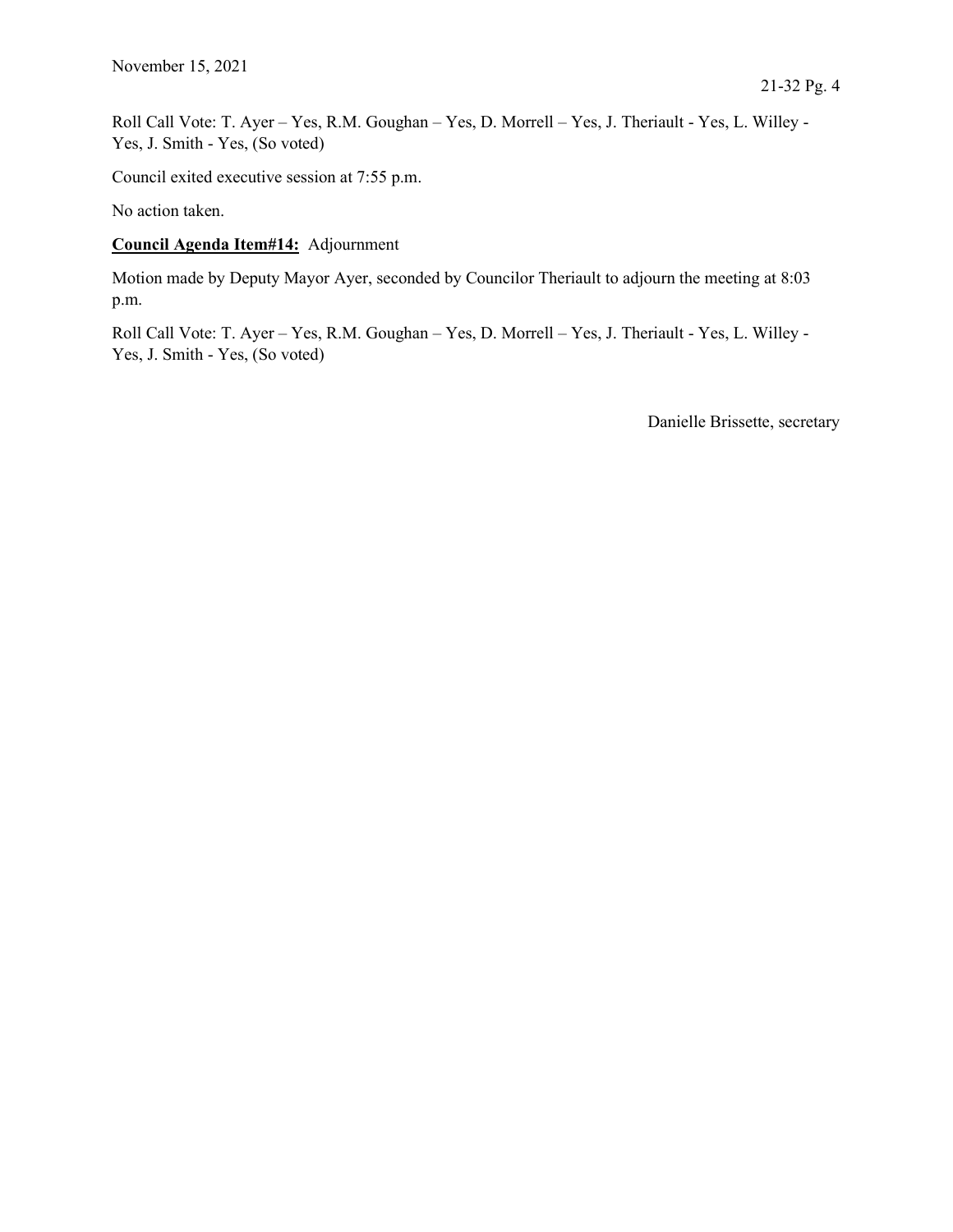Roll Call Vote: T. Ayer – Yes, R.M. Goughan – Yes, D. Morrell – Yes, J. Theriault - Yes, L. Willey - Yes, J. Smith - Yes, (So voted)

Council exited executive session at 7:55 p.m.

No action taken.

**Council Agenda Item#14:** Adjournment

Motion made by Deputy Mayor Ayer, seconded by Councilor Theriault to adjourn the meeting at 8:03 p.m.

Roll Call Vote: T. Ayer – Yes, R.M. Goughan – Yes, D. Morrell – Yes, J. Theriault - Yes, L. Willey - Yes, J. Smith - Yes, (So voted)

Danielle Brissette, secretary